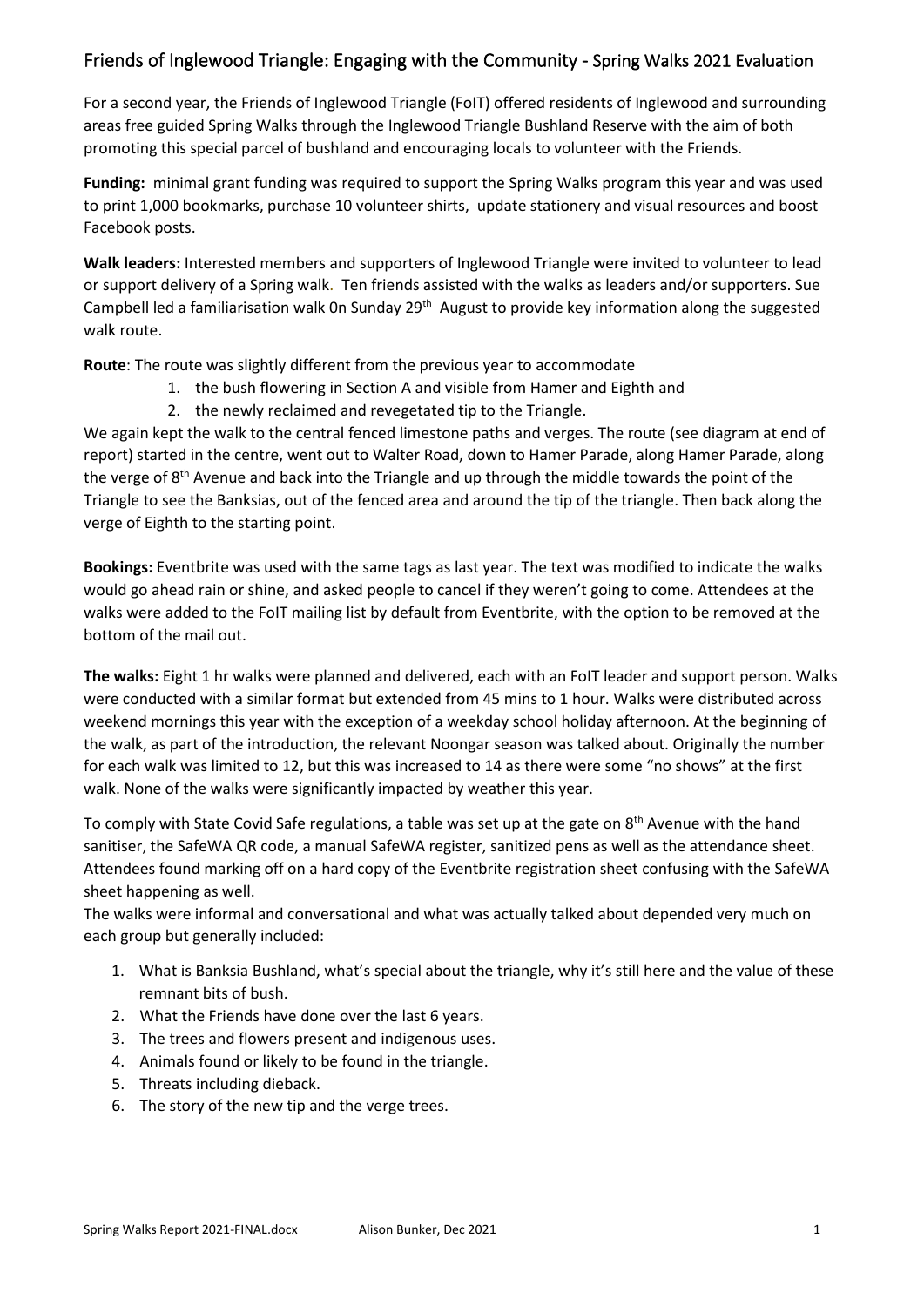# Friends of Inglewood Triangle: Engaging with the Community - Spring Walks 2021 Evaluation

For a second year, the Friends of Inglewood Triangle (FoIT) offered residents of Inglewood and surrounding areas free guided Spring Walks through the Inglewood Triangle Bushland Reserve with the aim of both promoting this special parcel of bushland and encouraging locals to volunteer with the Friends.

**Funding:** minimal grant funding was required to support the Spring Walks program this year and was used to print 1,000 bookmarks, purchase 10 volunteer shirts, update stationery and visual resources and boost Facebook posts.

**Walk leaders:** Interested members and supporters of Inglewood Triangle were invited to volunteer to lead or support delivery of a Spring walk. Ten friends assisted with the walks as leaders and/or supporters. Sue Campbell led a familiarisation walk 0n Sunday 29th August to provide key information along the suggested walk route.

**Route**: The route was slightly different from the previous year to accommodate

1. the bush flowering in Section A and visible from Hamer and Eighth and
2. the newly reclaimed and revegetated tip to the Triangle.

We again kept the walk to the central fenced limestone paths and verges. The route (see diagram at end of report) started in the centre, went out to Walter Road, down to Hamer Parade, along Hamer Parade, along the verge of 8th Avenue and back into the Triangle and up through the middle towards the point of the Triangle to see the Banksias, out of the fenced area and around the tip of the triangle. Then back along the verge of Eighth to the starting point.

**Bookings:** Eventbrite was used with the same tags as last year. The text was modified to indicate the walks would go ahead rain or shine, and asked people to cancel if they weren't going to come. Attendees at the walks were added to the FoIT mailing list by default from Eventbrite, with the option to be removed at the bottom of the mail out.

**The walks:** Eight 1 hr walks were planned and delivered, each with an FoIT leader and support person. Walks were conducted with a similar format but extended from 45 mins to 1 hour. Walks were distributed across weekend mornings this year with the exception of a weekday school holiday afternoon. At the beginning of the walk, as part of the introduction, the relevant Noongar season was talked about. Originally the number for each walk was limited to 12, but this was increased to 14 as there were some "no shows" at the first walk. None of the walks were significantly impacted by weather this year.

To comply with State Covid Safe regulations, a table was set up at the gate on 8th Avenue with the hand sanitiser, the SafeWA QR code, a manual SafeWA register, sanitized pens as well as the attendance sheet. Attendees found marking off on a hard copy of the Eventbrite registration sheet confusing with the SafeWA sheet happening as well.

The walks were informal and conversational and what was actually talked about depended very much on each group but generally included:

1. What is Banksia Bushland, what's special about the triangle, why it's still here and the value of these remnant bits of bush.
2. What the Friends have done over the last 6 years.
3. The trees and flowers present and indigenous uses.
4. Animals found or likely to be found in the triangle.
5. Threats including dieback.
6. The story of the new tip and the verge trees.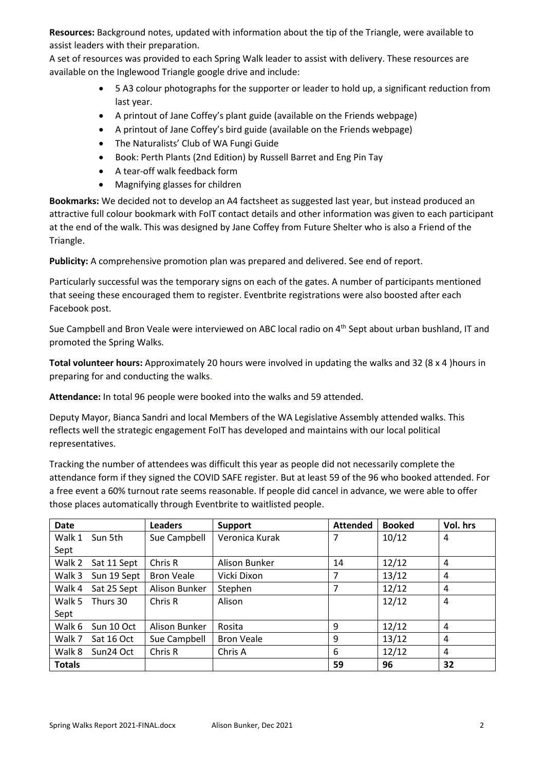**Resources:** Background notes, updated with information about the tip of the Triangle, were available to assist leaders with their preparation.

A set of resources was provided to each Spring Walk leader to assist with delivery. These resources are available on the Inglewood Triangle google drive and include:

- 5 A3 colour photographs for the supporter or leader to hold up, a significant reduction from last year.
- A printout of Jane Coffey's plant guide (available on the Friends webpage)
- A printout of Jane Coffey's bird guide (available on the Friends webpage)
- The Naturalists' Club of WA Fungi Guide
- Book: Perth Plants (2nd Edition) by Russell Barret and Eng Pin Tay
- A tear-off walk feedback form
- Magnifying glasses for children

**Bookmarks:** We decided not to develop an A4 factsheet as suggested last year, but instead produced an attractive full colour bookmark with FoIT contact details and other information was given to each participant at the end of the walk. This was designed by Jane Coffey from Future Shelter who is also a Friend of the Triangle.

**Publicity:** A comprehensive promotion plan was prepared and delivered. See end of report.

Particularly successful was the temporary signs on each of the gates. A number of participants mentioned that seeing these encouraged them to register. Eventbrite registrations were also boosted after each Facebook post.

Sue Campbell and Bron Veale were interviewed on ABC local radio on 4th Sept about urban bushland, IT and promoted the Spring Walks.

**Total volunteer hours:** Approximately 20 hours were involved in updating the walks and 32 (8 x 4 )hours in preparing for and conducting the walks.

**Attendance:** In total 96 people were booked into the walks and 59 attended.

Deputy Mayor, Bianca Sandri and local Members of the WA Legislative Assembly attended walks. This reflects well the strategic engagement FoIT has developed and maintains with our local political representatives.

Tracking the number of attendees was difficult this year as people did not necessarily complete the attendance form if they signed the COVID SAFE register. But at least 59 of the 96 who booked attended. For a free event a 60% turnout rate seems reasonable. If people did cancel in advance, we were able to offer those places automatically through Eventbrite to waitlisted people.

| Date | Leaders | Support | Attended | Booked | Vol. hrs |
|---|---|---|---|---|---|
| Walk 1 Sun 5th Sept | Sue Campbell | Veronica Kurak | 7 | 10/12 | 4 |
| Walk 2 Sat 11 Sept | Chris R | Alison Bunker | 14 | 12/12 | 4 |
| Walk 3 Sun 19 Sept | Bron Veale | Vicki Dixon | 7 | 13/12 | 4 |
| Walk 4 Sat 25 Sept | Alison Bunker | Stephen | 7 | 12/12 | 4 |
| Walk 5 Thurs 30 Sept | Chris R | Alison | | 12/12 | 4 |
| Walk 6 Sun 10 Oct | Alison Bunker | Rosita | 9 | 12/12 | 4 |
| Walk 7 Sat 16 Oct | Sue Campbell | Bron Veale | 9 | 13/12 | 4 |
| Walk 8 Sun24 Oct | Chris R | Chris A | 6 | 12/12 | 4 |
| **Totals** | | | **59** | **96** | **32** |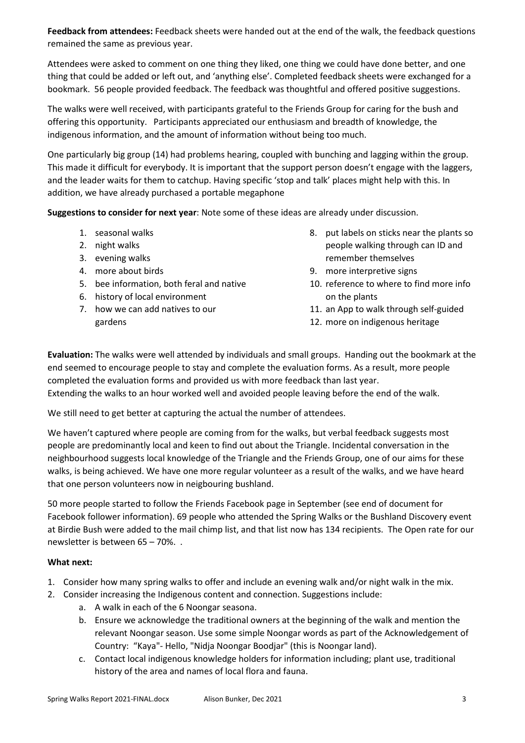**Feedback from attendees:** Feedback sheets were handed out at the end of the walk, the feedback questions remained the same as previous year.

Attendees were asked to comment on one thing they liked, one thing we could have done better, and one thing that could be added or left out, and 'anything else'. Completed feedback sheets were exchanged for a bookmark. 56 people provided feedback. The feedback was thoughtful and offered positive suggestions.

The walks were well received, with participants grateful to the Friends Group for caring for the bush and offering this opportunity. Participants appreciated our enthusiasm and breadth of knowledge, the indigenous information, and the amount of information without being too much.

One particularly big group (14) had problems hearing, coupled with bunching and lagging within the group. This made it difficult for everybody. It is important that the support person doesn't engage with the laggers, and the leader waits for them to catchup. Having specific 'stop and talk' places might help with this. In addition, we have already purchased a portable megaphone

**Suggestions to consider for next year**: Note some of these ideas are already under discussion.

1. seasonal walks
2. night walks
3. evening walks
4. more about birds
5. bee information, both feral and native
6. history of local environment
7. how we can add natives to our gardens
8. put labels on sticks near the plants so people walking through can ID and remember themselves
9. more interpretive signs
10. reference to where to find more info on the plants
11. an App to walk through self-guided
12. more on indigenous heritage

**Evaluation:** The walks were well attended by individuals and small groups. Handing out the bookmark at the end seemed to encourage people to stay and complete the evaluation forms. As a result, more people completed the evaluation forms and provided us with more feedback than last year.
Extending the walks to an hour worked well and avoided people leaving before the end of the walk.

We still need to get better at capturing the actual the number of attendees.

We haven't captured where people are coming from for the walks, but verbal feedback suggests most people are predominantly local and keen to find out about the Triangle. Incidental conversation in the neighbourhood suggests local knowledge of the Triangle and the Friends Group, one of our aims for these walks, is being achieved. We have one more regular volunteer as a result of the walks, and we have heard that one person volunteers now in neigbouring bushland.

50 more people started to follow the Friends Facebook page in September (see end of document for Facebook follower information). 69 people who attended the Spring Walks or the Bushland Discovery event at Birdie Bush were added to the mail chimp list, and that list now has 134 recipients. The Open rate for our newsletter is between 65 – 70%. .

**What next:**

1. Consider how many spring walks to offer and include an evening walk and/or night walk in the mix.
2. Consider increasing the Indigenous content and connection. Suggestions include:
   a. A walk in each of the 6 Noongar seasona.
   b. Ensure we acknowledge the traditional owners at the beginning of the walk and mention the relevant Noongar season. Use some simple Noongar words as part of the Acknowledgement of Country: "Kaya"- Hello, "Nidja Noongar Boodjar" (this is Noongar land).
   c. Contact local indigenous knowledge holders for information including; plant use, traditional history of the area and names of local flora and fauna.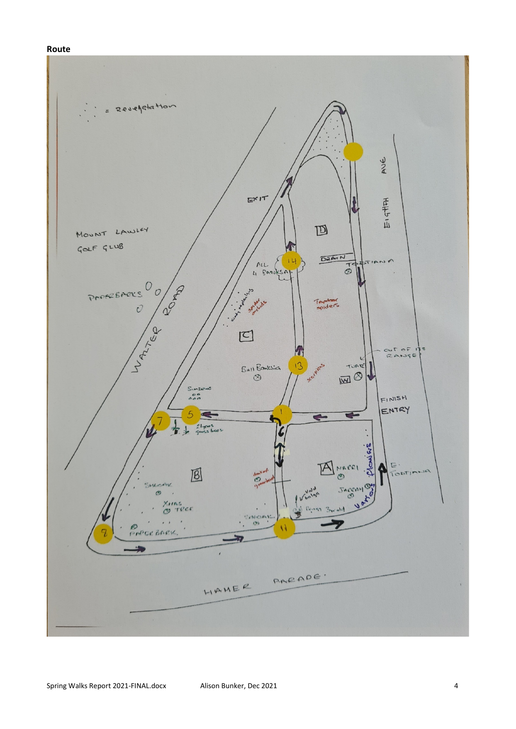**Route**

= Revegetation

MOUNT LAWLEY GOLF CLUB

PAPERBARKS

WALTER ROAD

EXIT

EIGHTH AVE

D

DRAIN

TORTIANA

14

ALL 4 BANKSIA

kunzea ?

spider orchids

Trapdoor spiders

C

OUT OF ITS RANGE

13

Bull Banksia

scorpions

TUART

W

Sundews

FINISH

ENTRY

7

5

1

2 types grass trees

A

MARRI

flowers

E. TORTIANA

B

SHEOAK

XMAS TREE

JARRAH

various

woolly bush

8

PAPERBARK

SHEOAK

11

HAMER PARADE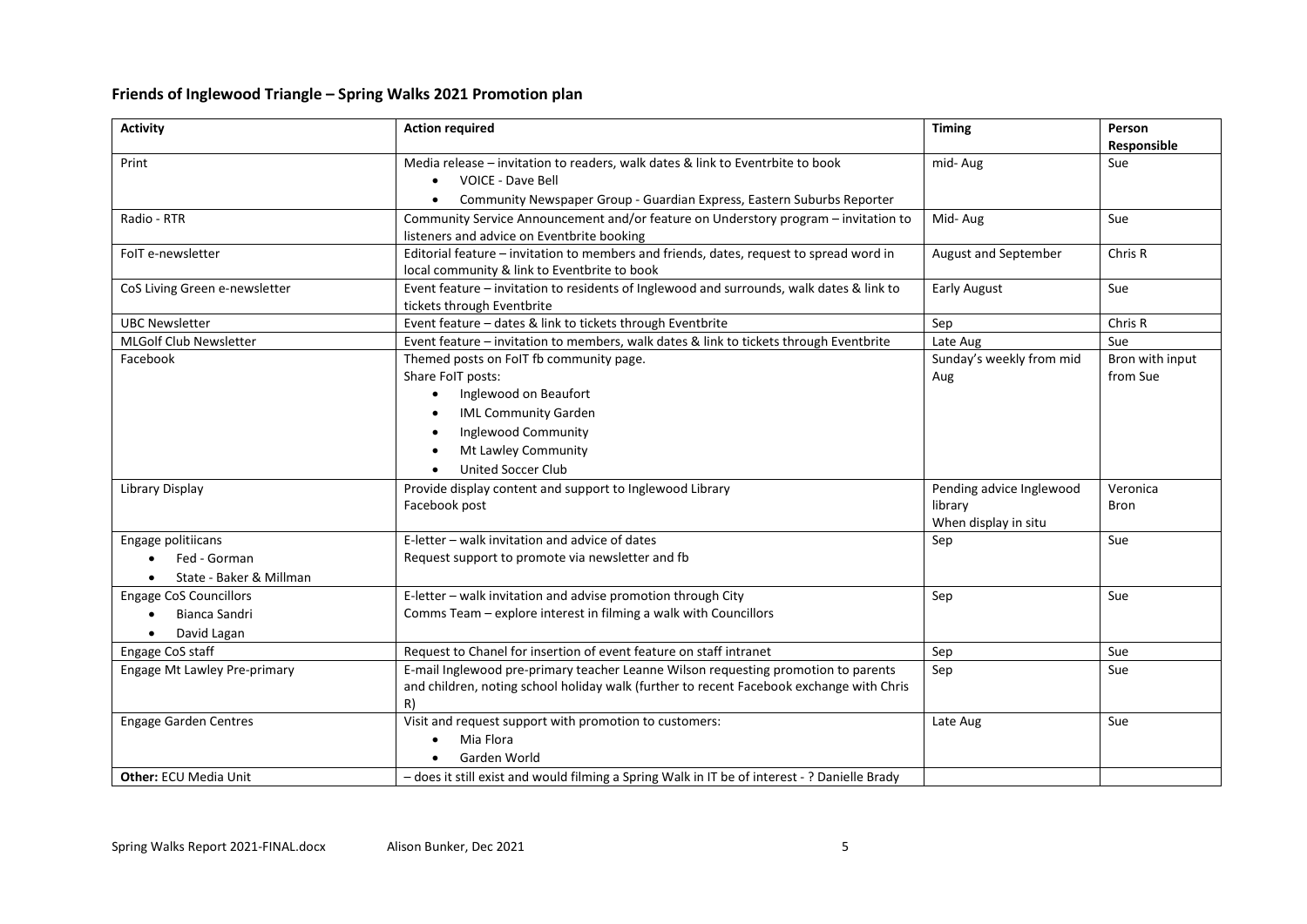## Friends of Inglewood Triangle – Spring Walks 2021 Promotion plan

| Activity | Action required | Timing | Person Responsible |
|---|---|---|---|
| Print | Media release – invitation to readers, walk dates & link to Eventrbite to book<br>• VOICE - Dave Bell<br>• Community Newspaper Group - Guardian Express, Eastern Suburbs Reporter | mid- Aug | Sue |
| Radio - RTR | Community Service Announcement and/or feature on Understory program – invitation to listeners and advice on Eventbrite booking | Mid- Aug | Sue |
| FoIT e-newsletter | Editorial feature – invitation to members and friends, dates, request to spread word in local community & link to Eventbrite to book | August and September | Chris R |
| CoS Living Green e-newsletter | Event feature – invitation to residents of Inglewood and surrounds, walk dates & link to tickets through Eventbrite | Early August | Sue |
| UBC Newsletter | Event feature – dates & link to tickets through Eventbrite | Sep | Chris R |
| MLGolf Club Newsletter | Event feature – invitation to members, walk dates & link to tickets through Eventbrite | Late Aug | Sue |
| Facebook | Themed posts on FoIT fb community page.<br>Share FoIT posts:<br>• Inglewood on Beaufort<br>• IML Community Garden<br>• Inglewood Community<br>• Mt Lawley Community<br>• United Soccer Club | Sunday's weekly from mid Aug | Bron with input from Sue |
| Library Display | Provide display content and support to Inglewood Library<br>Facebook post | Pending advice Inglewood library<br>When display in situ | Veronica<br>Bron |
| Engage politiicans<br>• Fed - Gorman<br>• State - Baker & Millman | E-letter – walk invitation and advice of dates<br>Request support to promote via newsletter and fb | Sep | Sue |
| Engage CoS Councillors<br>• Bianca Sandri<br>• David Lagan | E-letter – walk invitation and advise promotion through City<br>Comms Team – explore interest in filming a walk with Councillors | Sep | Sue |
| Engage CoS staff | Request to Chanel for insertion of event feature on staff intranet | Sep | Sue |
| Engage Mt Lawley Pre-primary | E-mail Inglewood pre-primary teacher Leanne Wilson requesting promotion to parents and children, noting school holiday walk (further to recent Facebook exchange with Chris R) | Sep | Sue |
| Engage Garden Centres | Visit and request support with promotion to customers:<br>• Mia Flora<br>• Garden World | Late Aug | Sue |
| **Other:** ECU Media Unit | – does it still exist and would filming a Spring Walk in IT be of interest - ? Danielle Brady | | |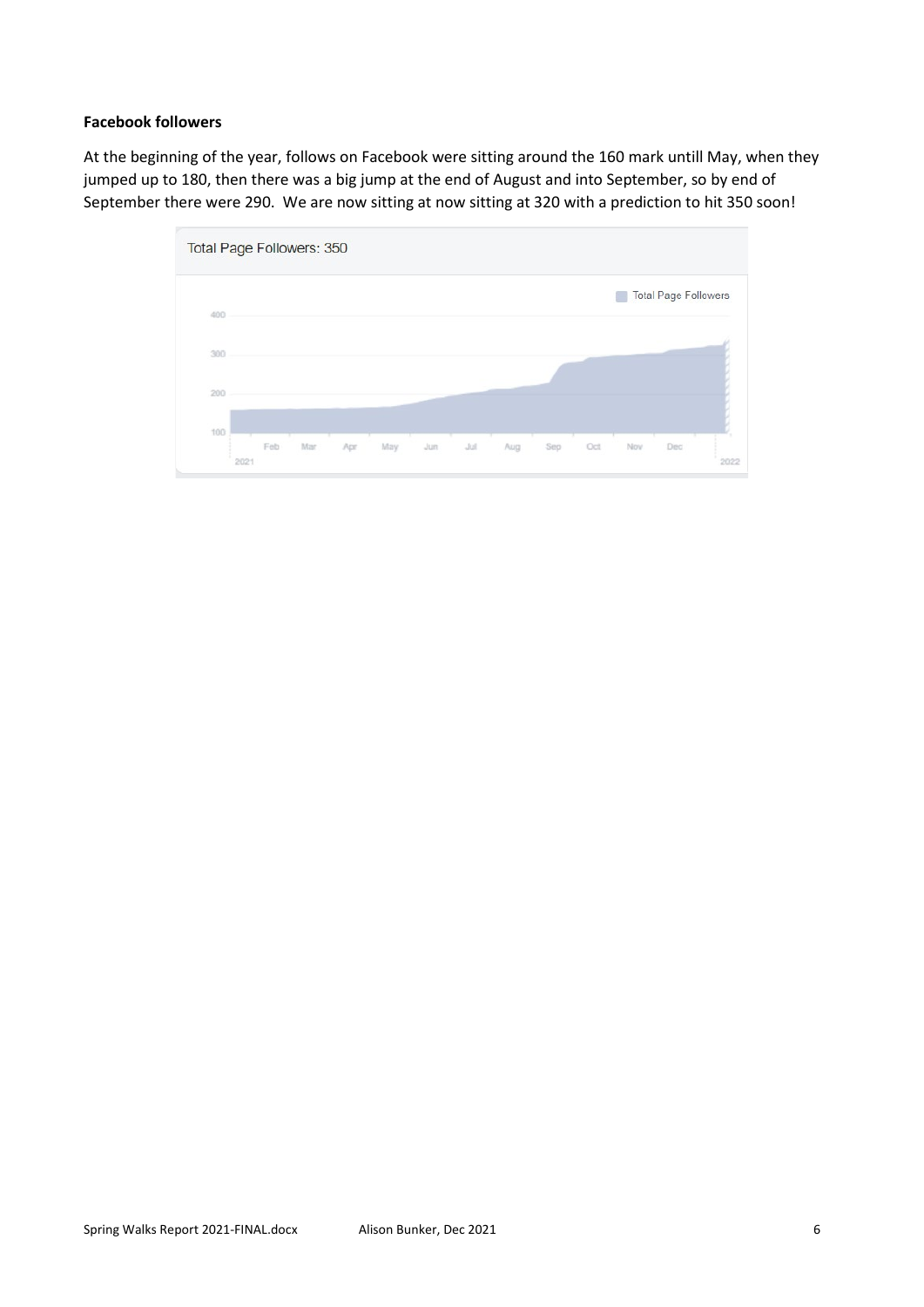**Facebook followers**

At the beginning of the year, follows on Facebook were sitting around the 160 mark untill May, when they jumped up to 180, then there was a big jump at the end of August and into September, so by end of September there were 290.  We are now sitting at now sitting at 320 with a prediction to hit 350 soon!

Total Page Followers: 350

Total Page Followers

400

300

200

100

Feb Mar Apr May Jun Jul Aug Sep Oct Nov Dec

2021

2022